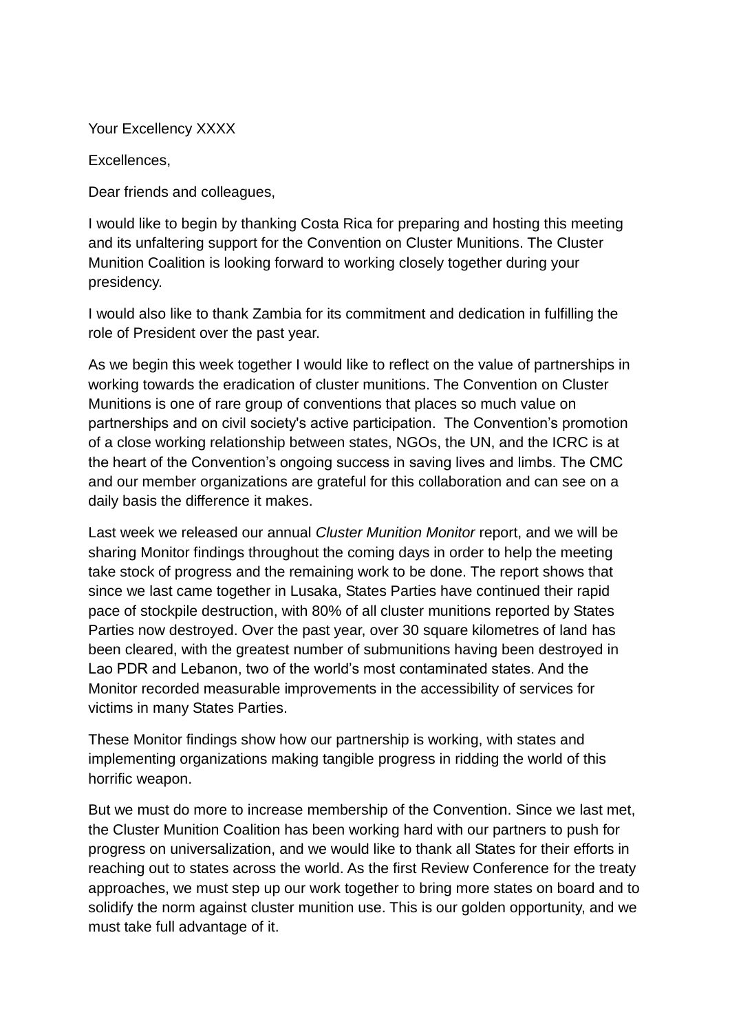Your Excellency XXXX

Excellences,

Dear friends and colleagues,

I would like to begin by thanking Costa Rica for preparing and hosting this meeting and its unfaltering support for the Convention on Cluster Munitions. The Cluster Munition Coalition is looking forward to working closely together during your presidency.

I would also like to thank Zambia for its commitment and dedication in fulfilling the role of President over the past year.

As we begin this week together I would like to reflect on the value of partnerships in working towards the eradication of cluster munitions. The Convention on Cluster Munitions is one of rare group of conventions that places so much value on partnerships and on civil society's active participation. The Convention's promotion of a close working relationship between states, NGOs, the UN, and the ICRC is at the heart of the Convention's ongoing success in saving lives and limbs. The CMC and our member organizations are grateful for this collaboration and can see on a daily basis the difference it makes.

Last week we released our annual *Cluster Munition Monitor* report, and we will be sharing Monitor findings throughout the coming days in order to help the meeting take stock of progress and the remaining work to be done. The report shows that since we last came together in Lusaka, States Parties have continued their rapid pace of stockpile destruction, with 80% of all cluster munitions reported by States Parties now destroyed. Over the past year, over 30 square kilometres of land has been cleared, with the greatest number of submunitions having been destroyed in Lao PDR and Lebanon, two of the world's most contaminated states. And the Monitor recorded measurable improvements in the accessibility of services for victims in many States Parties.

These Monitor findings show how our partnership is working, with states and implementing organizations making tangible progress in ridding the world of this horrific weapon.

But we must do more to increase membership of the Convention. Since we last met, the Cluster Munition Coalition has been working hard with our partners to push for progress on universalization, and we would like to thank all States for their efforts in reaching out to states across the world. As the first Review Conference for the treaty approaches, we must step up our work together to bring more states on board and to solidify the norm against cluster munition use. This is our golden opportunity, and we must take full advantage of it.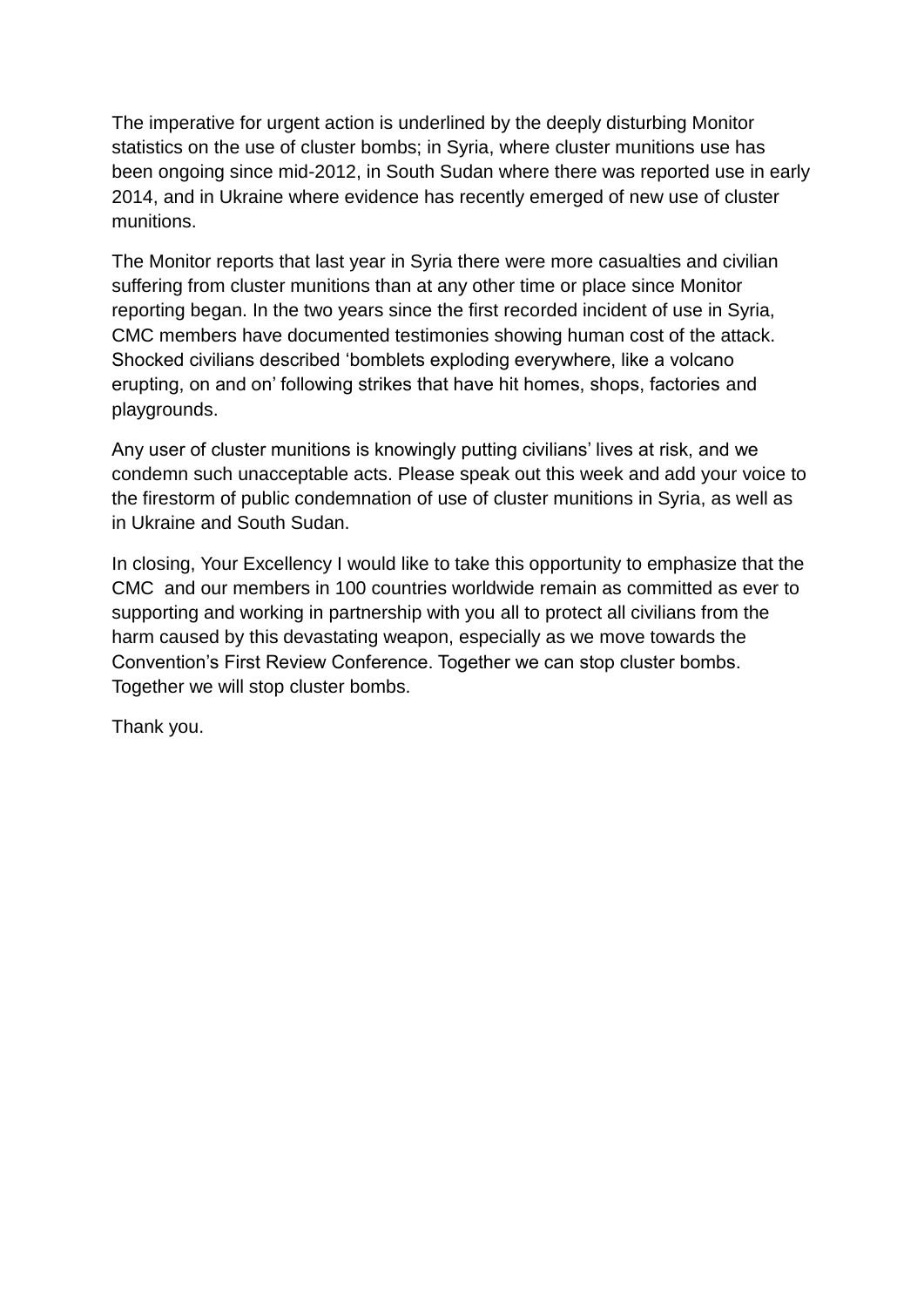The imperative for urgent action is underlined by the deeply disturbing Monitor statistics on the use of cluster bombs; in Syria, where cluster munitions use has been ongoing since mid-2012, in South Sudan where there was reported use in early 2014, and in Ukraine where evidence has recently emerged of new use of cluster munitions.

The Monitor reports that last year in Syria there were more casualties and civilian suffering from cluster munitions than at any other time or place since Monitor reporting began. In the two years since the first recorded incident of use in Syria, CMC members have documented testimonies showing human cost of the attack. Shocked civilians described 'bomblets exploding everywhere, like a volcano erupting, on and on' following strikes that have hit homes, shops, factories and playgrounds.

Any user of cluster munitions is knowingly putting civilians' lives at risk, and we condemn such unacceptable acts. Please speak out this week and add your voice to the firestorm of public condemnation of use of cluster munitions in Syria, as well as in Ukraine and South Sudan.

In closing, Your Excellency I would like to take this opportunity to emphasize that the CMC and our members in 100 countries worldwide remain as committed as ever to supporting and working in partnership with you all to protect all civilians from the harm caused by this devastating weapon, especially as we move towards the Convention's First Review Conference. Together we can stop cluster bombs. Together we will stop cluster bombs.

Thank you.